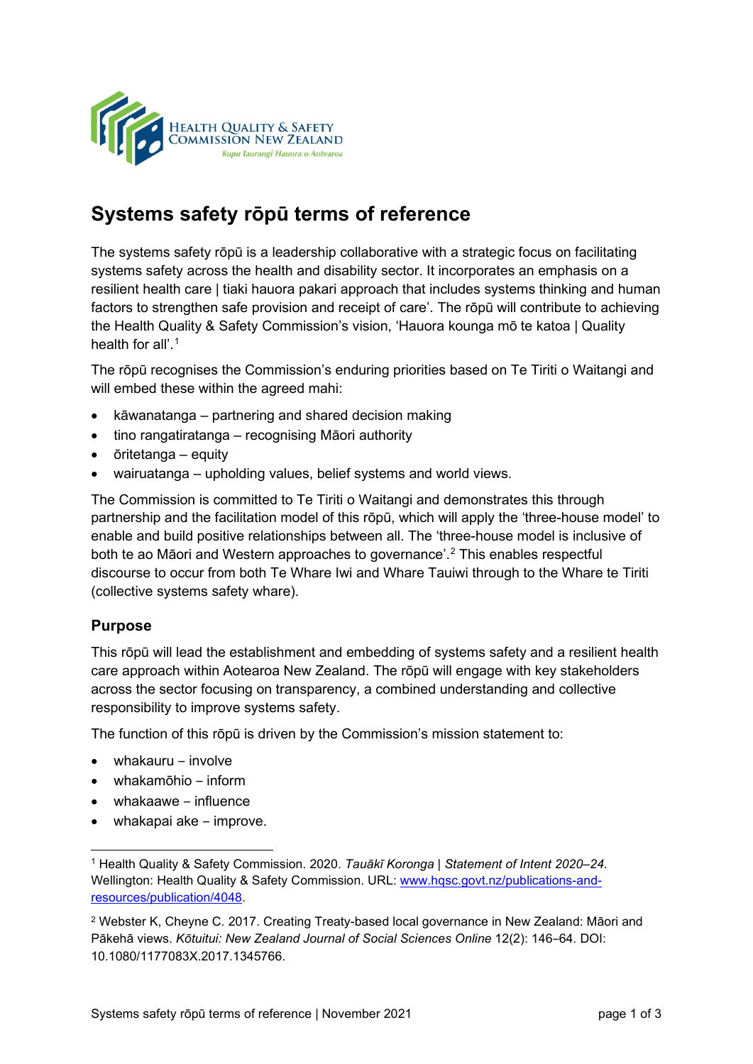# Systems safety rōpū terms of reference

The systems safety rōpū is a leadership collaborative with a strategic focus on facilitating systems safety across the health and disability sector. It incorporates an emphasis on a resilient health care | tiaki hauora pakari approach that includes systems thinking and human factors to strengthen safe provision and receipt of care'. The rōpū will contribute to achieving the Health Quality & Safety Commission's vision, 'Hauora kounga mō te katoa | Quality health for all'.[1]

The rōpū recognises the Commission's enduring priorities based on Te Tiriti o Waitangi and will embed these within the agreed mahi:

- kāwanatanga – partnering and shared decision making
- tino rangatiratanga – recognising Māori authority
- ōritetanga – equity
- wairuatanga – upholding values, belief systems and world views.

The Commission is committed to Te Tiriti o Waitangi and demonstrates this through partnership and the facilitation model of this rōpū, which will apply the 'three-house model' to enable and build positive relationships between all. The 'three-house model is inclusive of both te ao Māori and Western approaches to governance'.[2] This enables respectful discourse to occur from both Te Whare Iwi and Whare Tauiwi through to the Whare te Tiriti (collective systems safety whare).

## Purpose

This rōpū will lead the establishment and embedding of systems safety and a resilient health care approach within Aotearoa New Zealand. The rōpū will engage with key stakeholders across the sector focusing on transparency, a combined understanding and collective responsibility to improve systems safety.

The function of this rōpū is driven by the Commission's mission statement to:

- whakauru – involve
- whakamōhio – inform
- whakaawe – influence
- whakapai ake – improve.

---

[1] Health Quality & Safety Commission. 2020. *Tauākī Koronga | Statement of Intent 2020–24.* Wellington: Health Quality & Safety Commission. URL: [www.hqsc.govt.nz/publications-and-resources/publication/4048](www.hqsc.govt.nz/publications-and-resources/publication/4048).

[2] Webster K, Cheyne C. 2017. Creating Treaty-based local governance in New Zealand: Māori and Pākehā views. *Kōtuitui: New Zealand Journal of Social Sciences Online* 12(2): 146–64. DOI: 10.1080/1177083X.2017.1345766.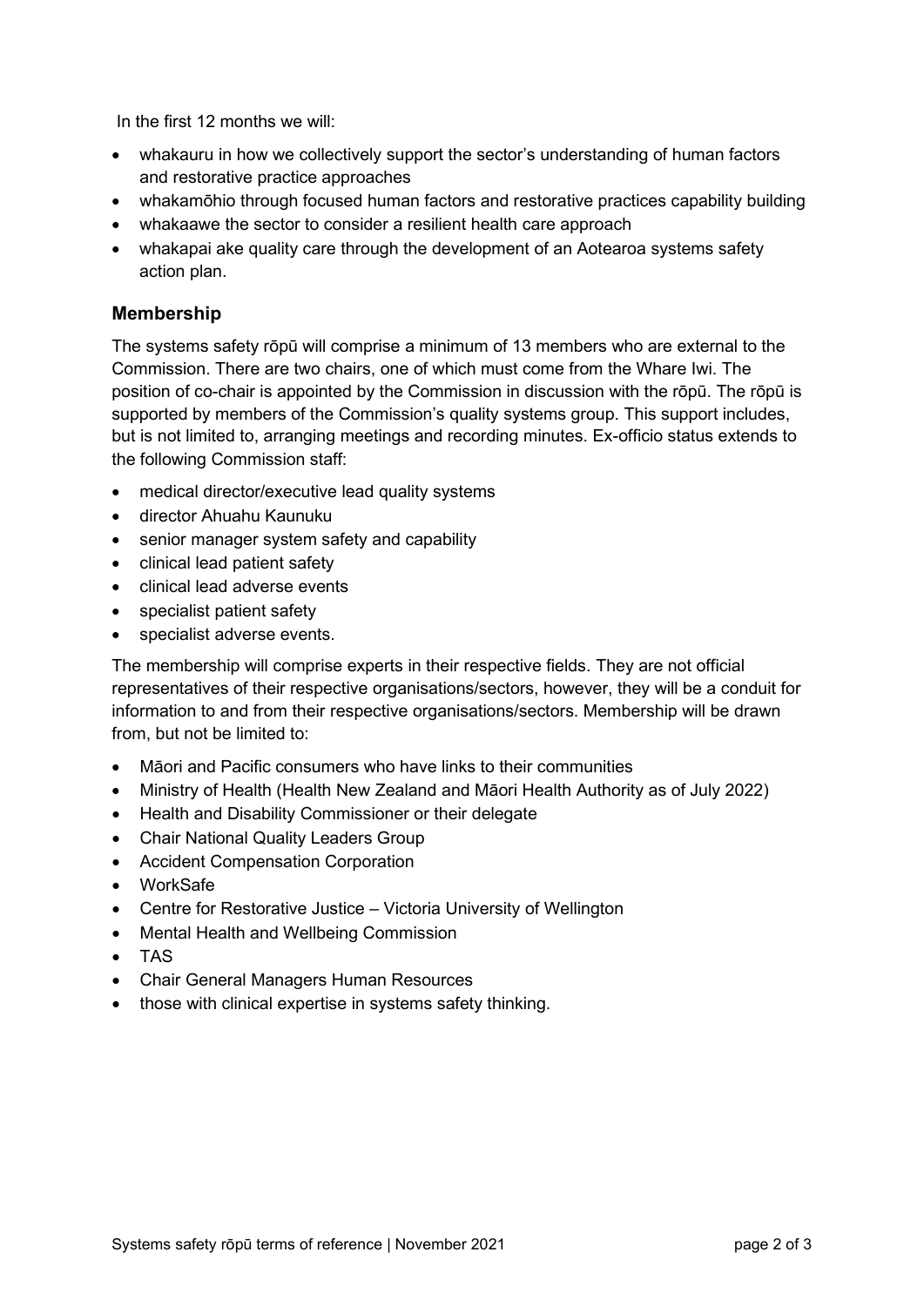In the first 12 months we will:

- whakauru in how we collectively support the sector's understanding of human factors and restorative practice approaches
- whakamōhio through focused human factors and restorative practices capability building
- whakaawe the sector to consider a resilient health care approach
- whakapai ake quality care through the development of an Aotearoa systems safety action plan.

## Membership

The systems safety rōpū will comprise a minimum of 13 members who are external to the Commission. There are two chairs, one of which must come from the Whare Iwi. The position of co-chair is appointed by the Commission in discussion with the rōpū. The rōpū is supported by members of the Commission's quality systems group. This support includes, but is not limited to, arranging meetings and recording minutes. Ex-officio status extends to the following Commission staff:

- medical director/executive lead quality systems
- director Ahuahu Kaunuku
- senior manager system safety and capability
- clinical lead patient safety
- clinical lead adverse events
- specialist patient safety
- specialist adverse events.

The membership will comprise experts in their respective fields. They are not official representatives of their respective organisations/sectors, however, they will be a conduit for information to and from their respective organisations/sectors. Membership will be drawn from, but not be limited to:

- Māori and Pacific consumers who have links to their communities
- Ministry of Health (Health New Zealand and Māori Health Authority as of July 2022)
- Health and Disability Commissioner or their delegate
- Chair National Quality Leaders Group
- Accident Compensation Corporation
- WorkSafe
- Centre for Restorative Justice – Victoria University of Wellington
- Mental Health and Wellbeing Commission
- TAS
- Chair General Managers Human Resources
- those with clinical expertise in systems safety thinking.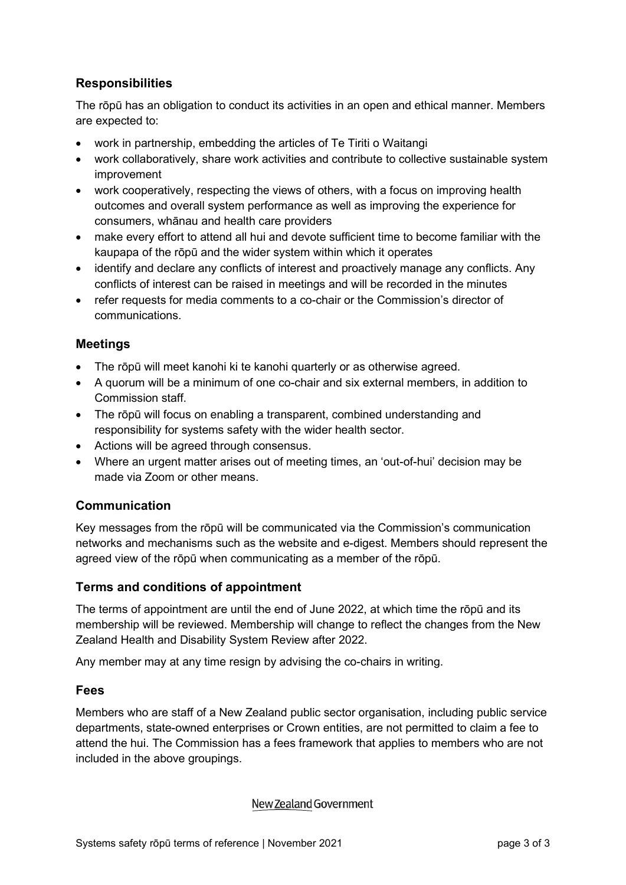## Responsibilities

The rōpū has an obligation to conduct its activities in an open and ethical manner. Members are expected to:

- work in partnership, embedding the articles of Te Tiriti o Waitangi
- work collaboratively, share work activities and contribute to collective sustainable system improvement
- work cooperatively, respecting the views of others, with a focus on improving health outcomes and overall system performance as well as improving the experience for consumers, whānau and health care providers
- make every effort to attend all hui and devote sufficient time to become familiar with the kaupapa of the rōpū and the wider system within which it operates
- identify and declare any conflicts of interest and proactively manage any conflicts. Any conflicts of interest can be raised in meetings and will be recorded in the minutes
- refer requests for media comments to a co-chair or the Commission's director of communications.

## Meetings

- The rōpū will meet kanohi ki te kanohi quarterly or as otherwise agreed.
- A quorum will be a minimum of one co-chair and six external members, in addition to Commission staff.
- The rōpū will focus on enabling a transparent, combined understanding and responsibility for systems safety with the wider health sector.
- Actions will be agreed through consensus.
- Where an urgent matter arises out of meeting times, an 'out-of-hui' decision may be made via Zoom or other means.

## Communication

Key messages from the rōpū will be communicated via the Commission's communication networks and mechanisms such as the website and e-digest. Members should represent the agreed view of the rōpū when communicating as a member of the rōpū.

## Terms and conditions of appointment

The terms of appointment are until the end of June 2022, at which time the rōpū and its membership will be reviewed. Membership will change to reflect the changes from the New Zealand Health and Disability System Review after 2022.

Any member may at any time resign by advising the co-chairs in writing.

## Fees

Members who are staff of a New Zealand public sector organisation, including public service departments, state-owned enterprises or Crown entities, are not permitted to claim a fee to attend the hui. The Commission has a fees framework that applies to members who are not included in the above groupings.

New Zealand Government